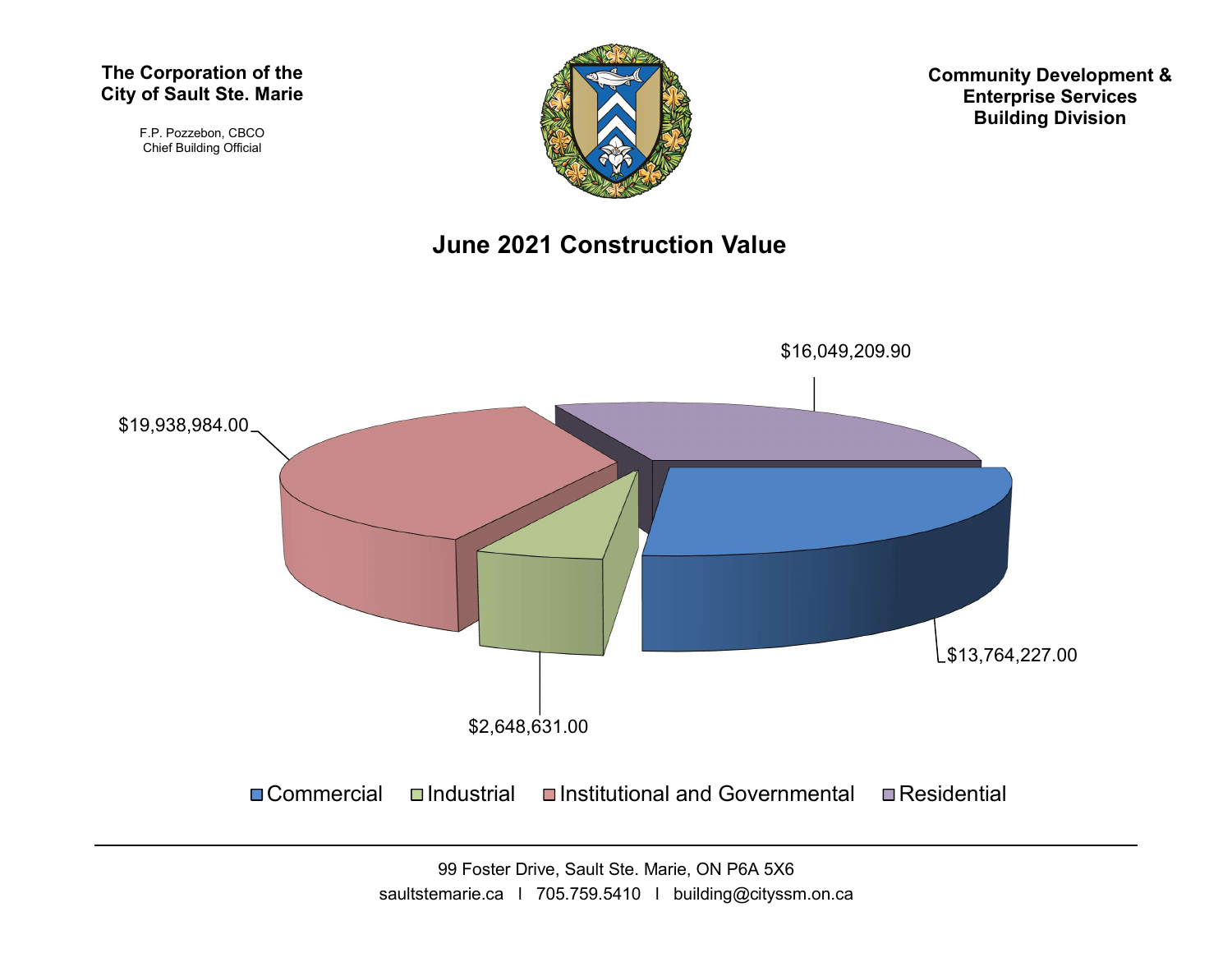**The Corporation of the City of Sault Ste. Marie**

F.P. Pozzebon, CBCO
Chief Building Official

**Community Development & Enterprise Services Building Division**

# June 2021 Construction Value

| Category | Value |
| --- | --- |
| Commercial | $13,764,227.00 |
| Industrial | $2,648,631.00 |
| Institutional and Governmental | $19,938,984.00 |
| Residential | $16,049,209.90 |

99 Foster Drive, Sault Ste. Marie, ON P6A 5X6

saultstemarie.ca | 705.759.5410 | building@cityssm.on.ca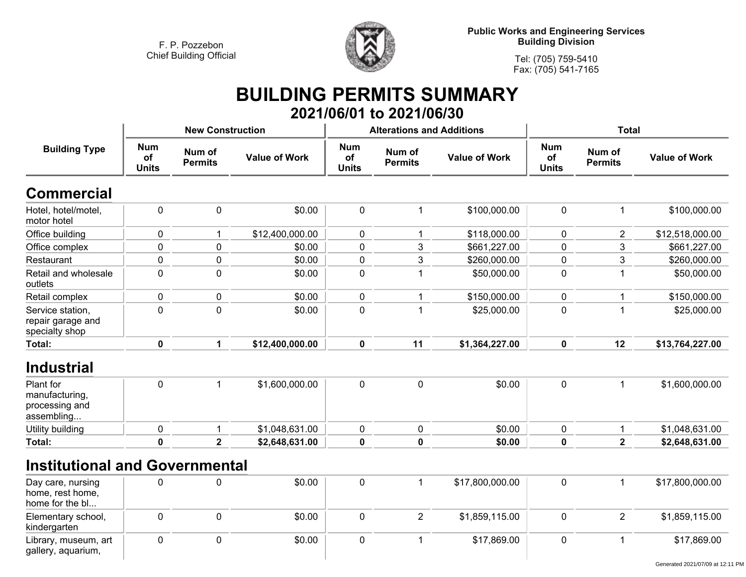F. P. Pozzebon
Chief Building Official

**Public Works and Engineering Services**
**Building Division**

Tel: (705) 759-5410
Fax: (705) 541-7165

# BUILDING PERMITS SUMMARY

## 2021/06/01 to 2021/06/30

| Building Type | New Construction | | | Alterations and Additions | | | Total | | |
|---|---|---|---|---|---|---|---|---|---|
| | Num of Units | Num of Permits | Value of Work | Num of Units | Num of Permits | Value of Work | Num of Units | Num of Permits | Value of Work |
| **Commercial** | | | | | | | | | |
| Hotel, hotel/motel, motor hotel | 0 | 0 | $0.00 | 0 | 1 | $100,000.00 | 0 | 1 | $100,000.00 |
| Office building | 0 | 1 | $12,400,000.00 | 0 | 1 | $118,000.00 | 0 | 2 | $12,518,000.00 |
| Office complex | 0 | 0 | $0.00 | 0 | 3 | $661,227.00 | 0 | 3 | $661,227.00 |
| Restaurant | 0 | 0 | $0.00 | 0 | 3 | $260,000.00 | 0 | 3 | $260,000.00 |
| Retail and wholesale outlets | 0 | 0 | $0.00 | 0 | 1 | $50,000.00 | 0 | 1 | $50,000.00 |
| Retail complex | 0 | 0 | $0.00 | 0 | 1 | $150,000.00 | 0 | 1 | $150,000.00 |
| Service station, repair garage and specialty shop | 0 | 0 | $0.00 | 0 | 1 | $25,000.00 | 0 | 1 | $25,000.00 |
| **Total:** | **0** | **1** | **$12,400,000.00** | **0** | **11** | **$1,364,227.00** | **0** | **12** | **$13,764,227.00** |
| **Industrial** | | | | | | | | | |
| Plant for manufacturing, processing and assembling... | 0 | 1 | $1,600,000.00 | 0 | 0 | $0.00 | 0 | 1 | $1,600,000.00 |
| Utility building | 0 | 1 | $1,048,631.00 | 0 | 0 | $0.00 | 0 | 1 | $1,048,631.00 |
| **Total:** | **0** | **2** | **$2,648,631.00** | **0** | **0** | **$0.00** | **0** | **2** | **$2,648,631.00** |
| **Institutional and Governmental** | | | | | | | | | |
| Day care, nursing home, rest home, home for the bl... | 0 | 0 | $0.00 | 0 | 1 | $17,800,000.00 | 0 | 1 | $17,800,000.00 |
| Elementary school, kindergarten | 0 | 0 | $0.00 | 0 | 2 | $1,859,115.00 | 0 | 2 | $1,859,115.00 |
| Library, museum, art gallery, aquarium, | 0 | 0 | $0.00 | 0 | 1 | $17,869.00 | 0 | 1 | $17,869.00 |

Generated 2021/07/09 at 12:11 PM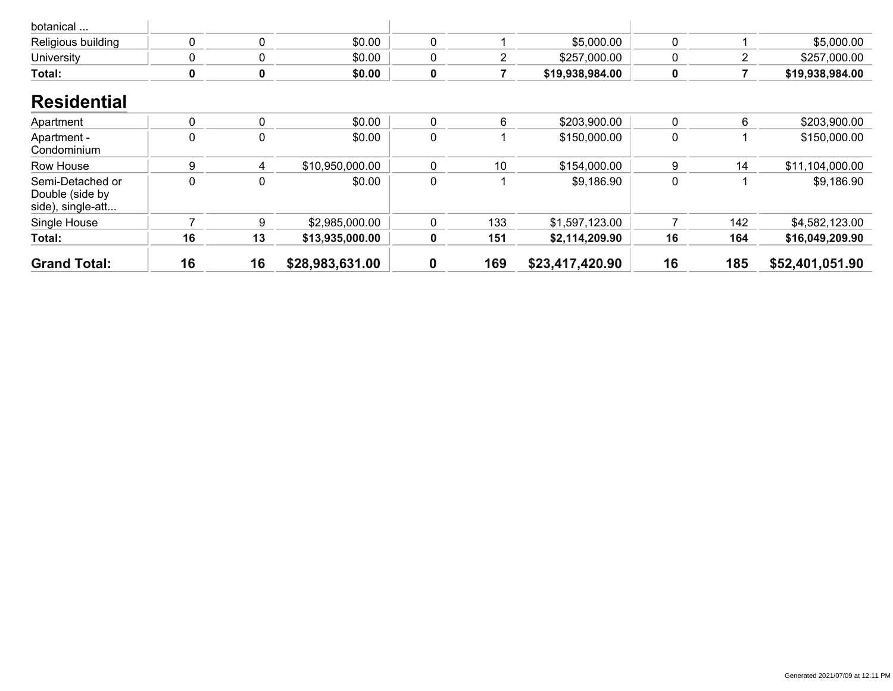| | | | | | | | | | |
|---|---|---|---|---|---|---|---|---|---|
| botanical ... | | | | | | | | | |
| Religious building | 0 | 0 | $0.00 | 0 | 1 | $5,000.00 | 0 | 1 | $5,000.00 |
| University | 0 | 0 | $0.00 | 0 | 2 | $257,000.00 | 0 | 2 | $257,000.00 |
| **Total:** | **0** | **0** | **$0.00** | **0** | **7** | **$19,938,984.00** | **0** | **7** | **$19,938,984.00** |

## Residential

| | | | | | | | | | |
|---|---|---|---|---|---|---|---|---|---|
| Apartment | 0 | 0 | $0.00 | 0 | 6 | $203,900.00 | 0 | 6 | $203,900.00 |
| Apartment - Condominium | 0 | 0 | $0.00 | 0 | 1 | $150,000.00 | 0 | 1 | $150,000.00 |
| Row House | 9 | 4 | $10,950,000.00 | 0 | 10 | $154,000.00 | 9 | 14 | $11,104,000.00 |
| Semi-Detached or Double (side by side), single-att... | 0 | 0 | $0.00 | 0 | 1 | $9,186.90 | 0 | 1 | $9,186.90 |
| Single House | 7 | 9 | $2,985,000.00 | 0 | 133 | $1,597,123.00 | 7 | 142 | $4,582,123.00 |
| **Total:** | **16** | **13** | **$13,935,000.00** | **0** | **151** | **$2,114,209.90** | **16** | **164** | **$16,049,209.90** |
| **Grand Total:** | **16** | **16** | **$28,983,631.00** | **0** | **169** | **$23,417,420.90** | **16** | **185** | **$52,401,051.90** |

Generated 2021/07/09 at 12:11 PM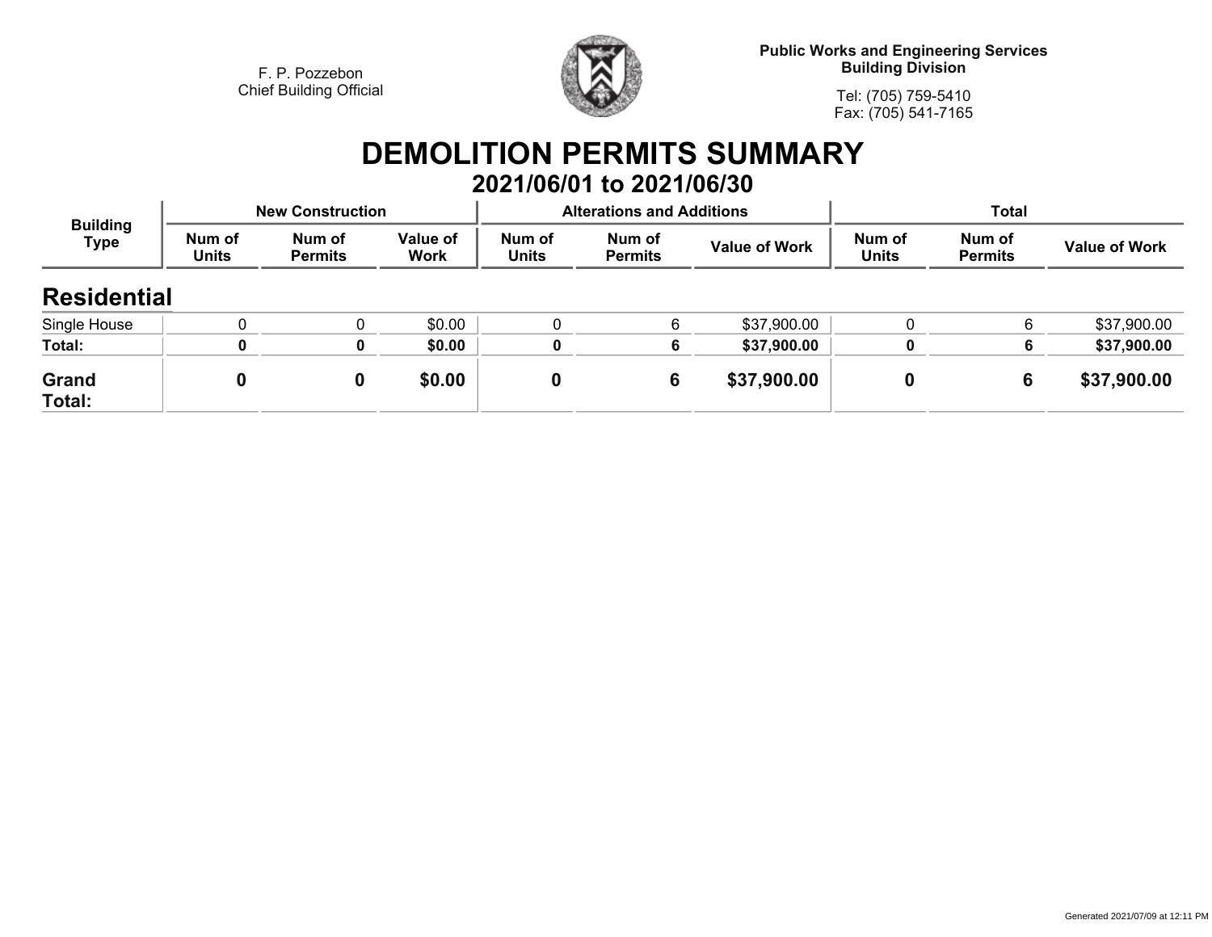F. P. Pozzebon
Chief Building Official

**Public Works and Engineering Services**
**Building Division**

Tel: (705) 759-5410
Fax: (705) 541-7165

# DEMOLITION PERMITS SUMMARY

## 2021/06/01 to 2021/06/30

| Building Type | New Construction | | | Alterations and Additions | | | Total | | |
|---|---|---|---|---|---|---|---|---|---|
| | Num of Units | Num of Permits | Value of Work | Num of Units | Num of Permits | Value of Work | Num of Units | Num of Permits | Value of Work |
| **Residential** | | | | | | | | | |
| Single House | 0 | 0 | $0.00 | 0 | 6 | $37,900.00 | 0 | 6 | $37,900.00 |
| **Total:** | **0** | **0** | **$0.00** | **0** | **6** | **$37,900.00** | **0** | **6** | **$37,900.00** |
| **Grand Total:** | **0** | **0** | **$0.00** | **0** | **6** | **$37,900.00** | **0** | **6** | **$37,900.00** |

Generated 2021/07/09 at 12:11 PM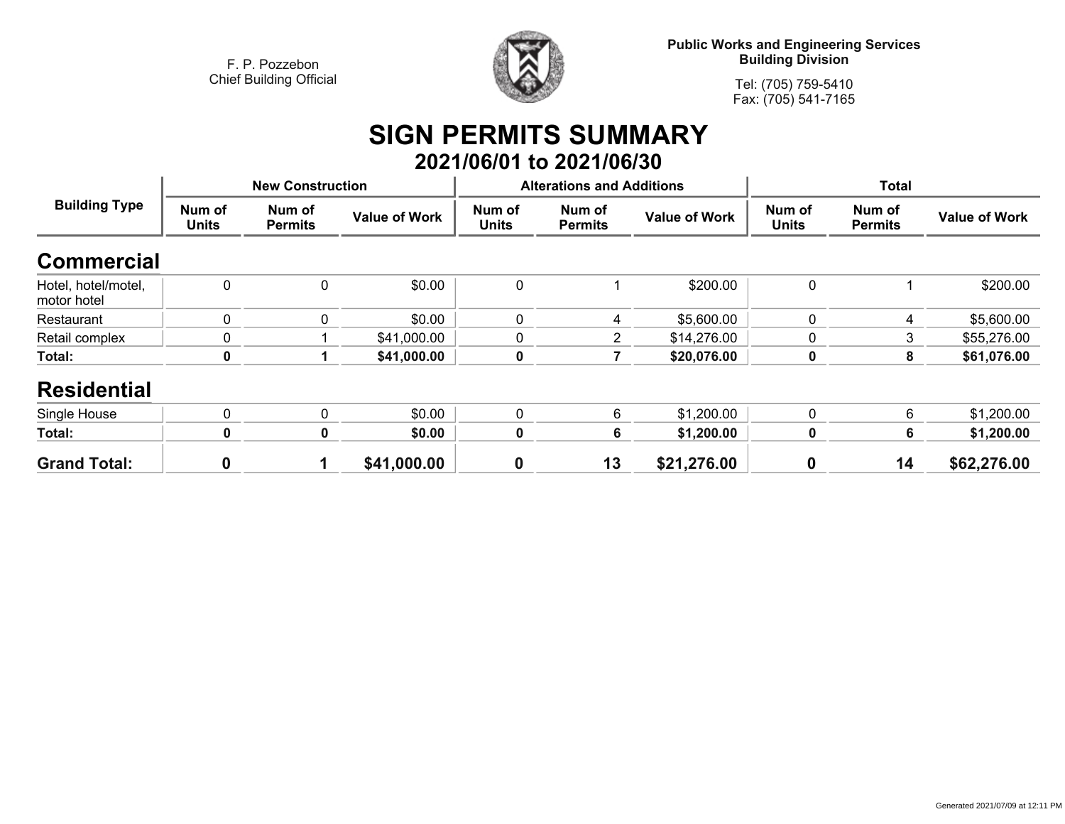F. P. Pozzebon
Chief Building Official

**Public Works and Engineering Services**
**Building Division**

Tel: (705) 759-5410
Fax: (705) 541-7165

# SIGN PERMITS SUMMARY

## 2021/06/01 to 2021/06/30

| Building Type | New Construction | | | Alterations and Additions | | | Total | | |
|---|---|---|---|---|---|---|---|---|---|
| | Num of Units | Num of Permits | Value of Work | Num of Units | Num of Permits | Value of Work | Num of Units | Num of Permits | Value of Work |
| **Commercial** | | | | | | | | | |
| Hotel, hotel/motel, motor hotel | 0 | 0 | $0.00 | 0 | 1 | $200.00 | 0 | 1 | $200.00 |
| Restaurant | 0 | 0 | $0.00 | 0 | 4 | $5,600.00 | 0 | 4 | $5,600.00 |
| Retail complex | 0 | 1 | $41,000.00 | 0 | 2 | $14,276.00 | 0 | 3 | $55,276.00 |
| **Total:** | **0** | **1** | **$41,000.00** | **0** | **7** | **$20,076.00** | **0** | **8** | **$61,076.00** |
| **Residential** | | | | | | | | | |
| Single House | 0 | 0 | $0.00 | 0 | 6 | $1,200.00 | 0 | 6 | $1,200.00 |
| **Total:** | **0** | **0** | **$0.00** | **0** | **6** | **$1,200.00** | **0** | **6** | **$1,200.00** |
| **Grand Total:** | **0** | **1** | **$41,000.00** | **0** | **13** | **$21,276.00** | **0** | **14** | **$62,276.00** |

Generated 2021/07/09 at 12:11 PM